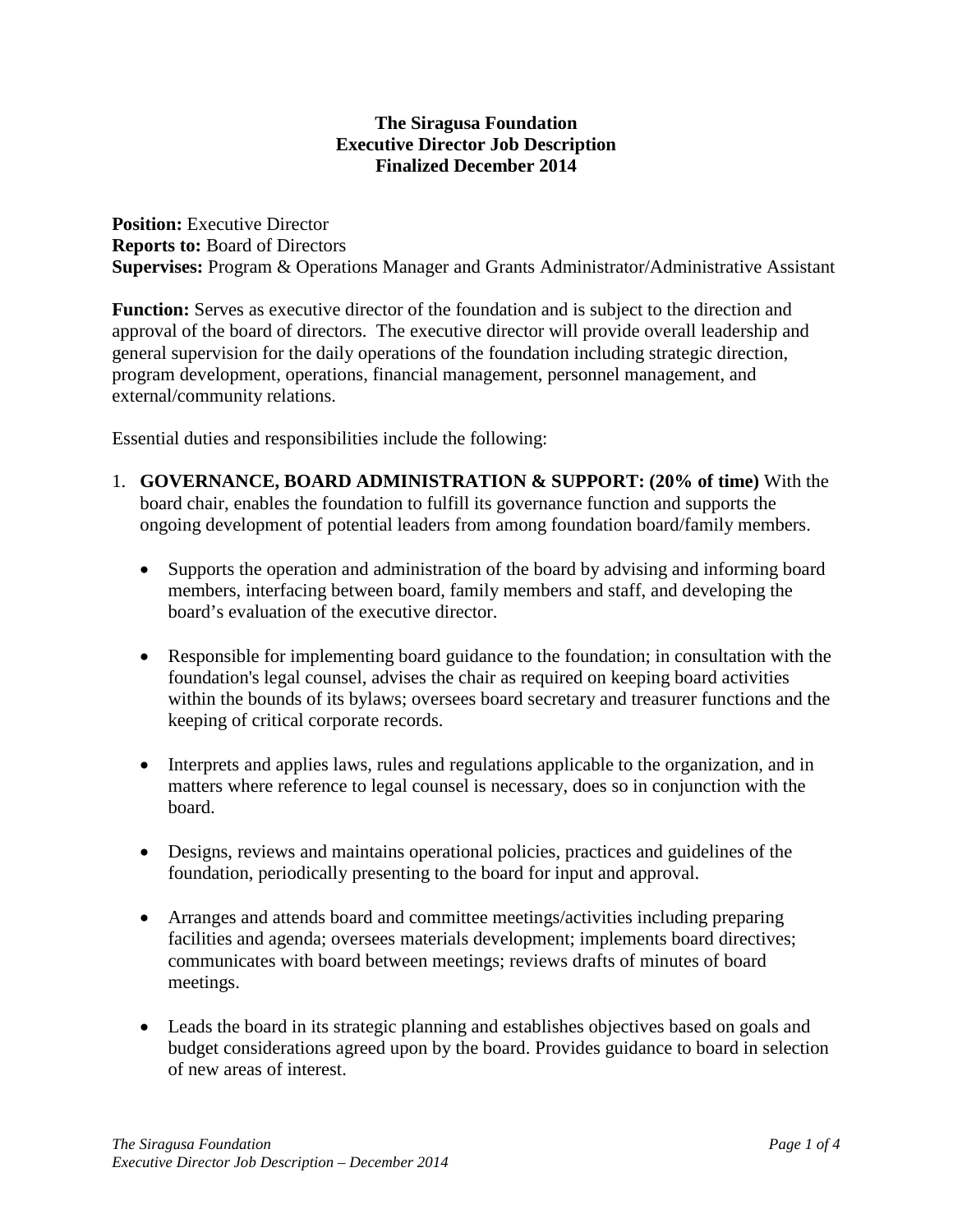**The Siragusa Foundation**
**Executive Director Job Description**
**Finalized December 2014**

**Position:** Executive Director
**Reports to:** Board of Directors
**Supervises:** Program & Operations Manager and Grants Administrator/Administrative Assistant

**Function:** Serves as executive director of the foundation and is subject to the direction and approval of the board of directors. The executive director will provide overall leadership and general supervision for the daily operations of the foundation including strategic direction, program development, operations, financial management, personnel management, and external/community relations.

Essential duties and responsibilities include the following:

1. **GOVERNANCE, BOARD ADMINISTRATION & SUPPORT: (20% of time)** With the board chair, enables the foundation to fulfill its governance function and supports the ongoing development of potential leaders from among foundation board/family members.

   - Supports the operation and administration of the board by advising and informing board members, interfacing between board, family members and staff, and developing the board's evaluation of the executive director.

   - Responsible for implementing board guidance to the foundation; in consultation with the foundation's legal counsel, advises the chair as required on keeping board activities within the bounds of its bylaws; oversees board secretary and treasurer functions and the keeping of critical corporate records.

   - Interprets and applies laws, rules and regulations applicable to the organization, and in matters where reference to legal counsel is necessary, does so in conjunction with the board.

   - Designs, reviews and maintains operational policies, practices and guidelines of the foundation, periodically presenting to the board for input and approval.

   - Arranges and attends board and committee meetings/activities including preparing facilities and agenda; oversees materials development; implements board directives; communicates with board between meetings; reviews drafts of minutes of board meetings.

   - Leads the board in its strategic planning and establishes objectives based on goals and budget considerations agreed upon by the board. Provides guidance to board in selection of new areas of interest.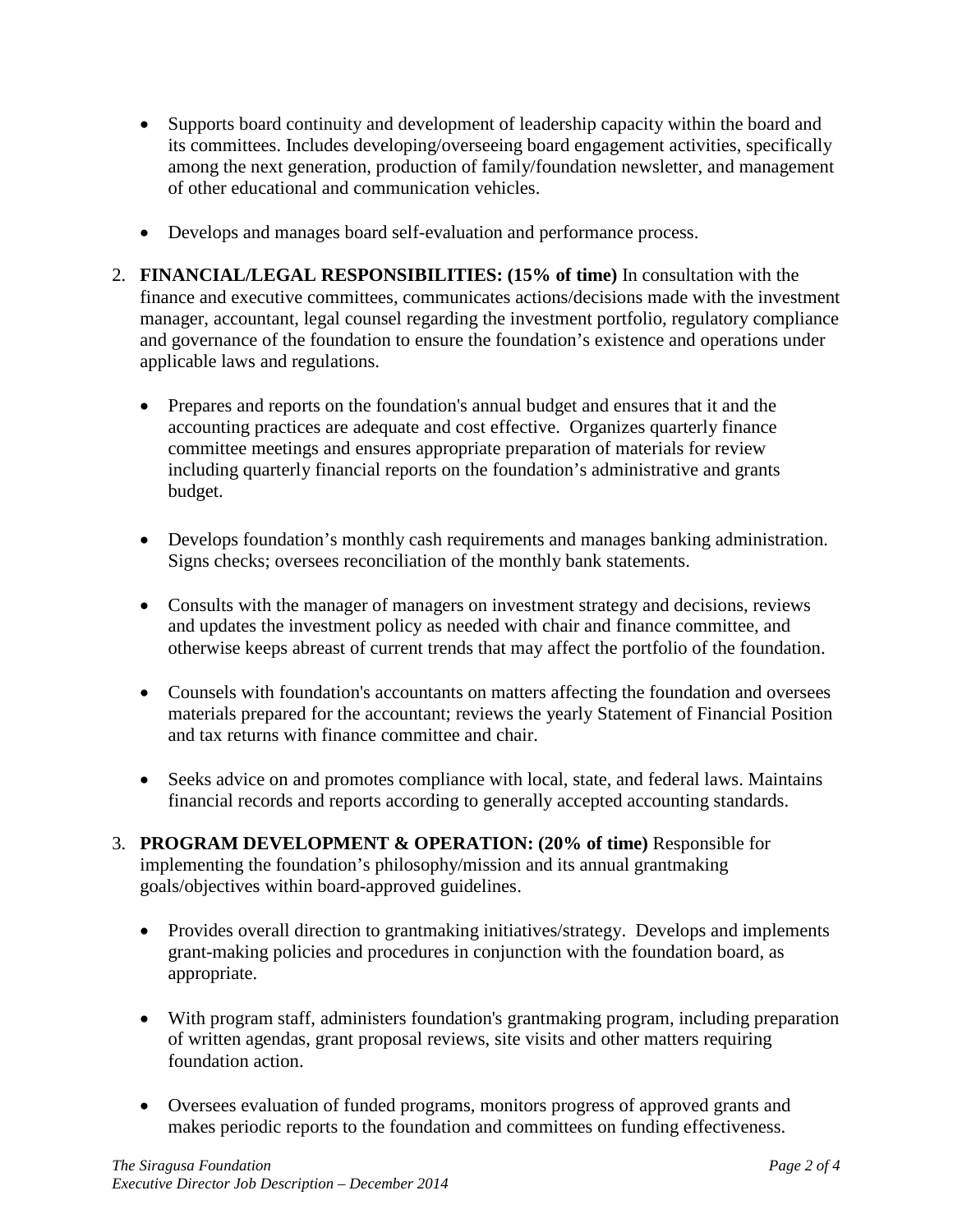- Supports board continuity and development of leadership capacity within the board and its committees. Includes developing/overseeing board engagement activities, specifically among the next generation, production of family/foundation newsletter, and management of other educational and communication vehicles.

- Develops and manages board self-evaluation and performance process.

2. **FINANCIAL/LEGAL RESPONSIBILITIES: (15% of time)** In consultation with the finance and executive committees, communicates actions/decisions made with the investment manager, accountant, legal counsel regarding the investment portfolio, regulatory compliance and governance of the foundation to ensure the foundation's existence and operations under applicable laws and regulations.

   - Prepares and reports on the foundation's annual budget and ensures that it and the accounting practices are adequate and cost effective. Organizes quarterly finance committee meetings and ensures appropriate preparation of materials for review including quarterly financial reports on the foundation's administrative and grants budget.

   - Develops foundation's monthly cash requirements and manages banking administration. Signs checks; oversees reconciliation of the monthly bank statements.

   - Consults with the manager of managers on investment strategy and decisions, reviews and updates the investment policy as needed with chair and finance committee, and otherwise keeps abreast of current trends that may affect the portfolio of the foundation.

   - Counsels with foundation's accountants on matters affecting the foundation and oversees materials prepared for the accountant; reviews the yearly Statement of Financial Position and tax returns with finance committee and chair.

   - Seeks advice on and promotes compliance with local, state, and federal laws. Maintains financial records and reports according to generally accepted accounting standards.

3. **PROGRAM DEVELOPMENT & OPERATION: (20% of time)** Responsible for implementing the foundation's philosophy/mission and its annual grantmaking goals/objectives within board-approved guidelines.

   - Provides overall direction to grantmaking initiatives/strategy. Develops and implements grant-making policies and procedures in conjunction with the foundation board, as appropriate.

   - With program staff, administers foundation's grantmaking program, including preparation of written agendas, grant proposal reviews, site visits and other matters requiring foundation action.

   - Oversees evaluation of funded programs, monitors progress of approved grants and makes periodic reports to the foundation and committees on funding effectiveness.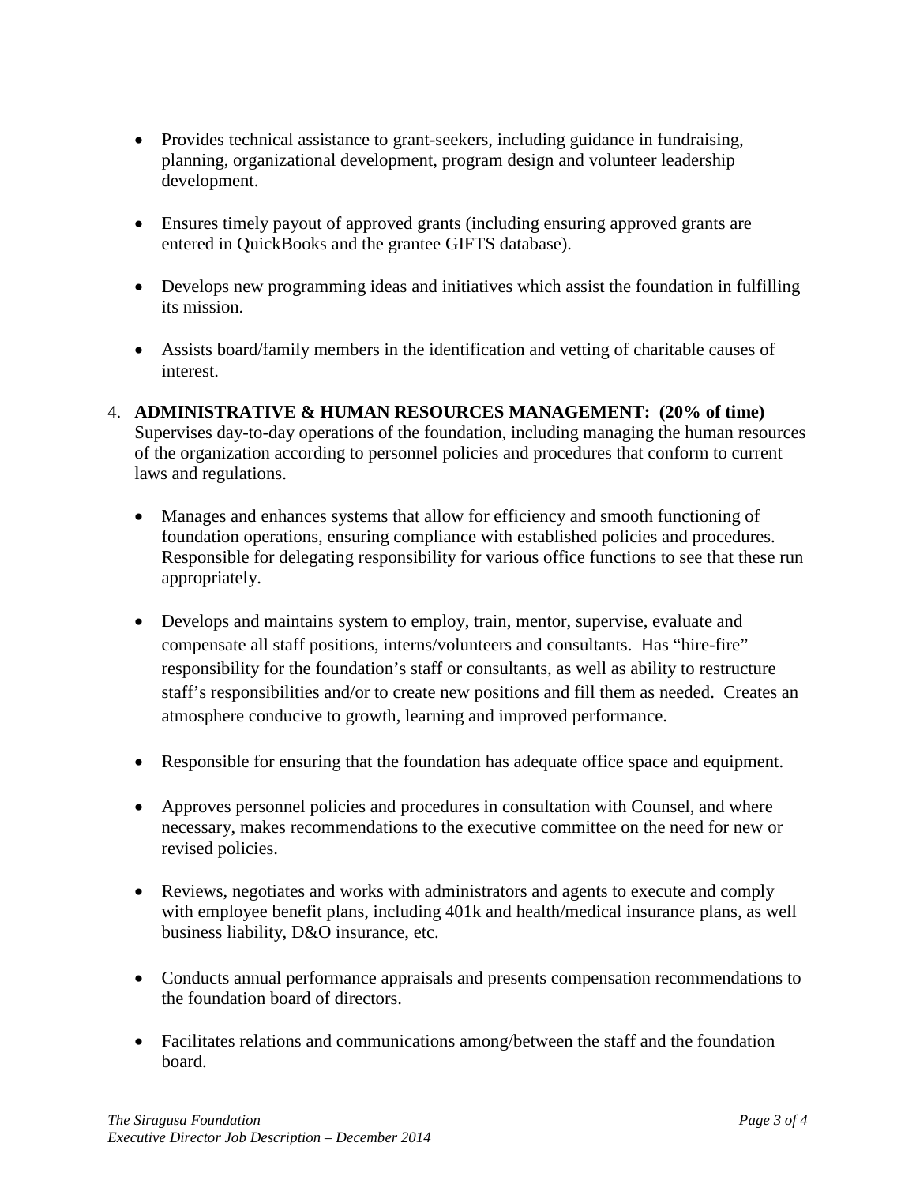- Provides technical assistance to grant-seekers, including guidance in fundraising, planning, organizational development, program design and volunteer leadership development.
- Ensures timely payout of approved grants (including ensuring approved grants are entered in QuickBooks and the grantee GIFTS database).
- Develops new programming ideas and initiatives which assist the foundation in fulfilling its mission.
- Assists board/family members in the identification and vetting of charitable causes of interest.

4. **ADMINISTRATIVE & HUMAN RESOURCES MANAGEMENT: (20% of time)** Supervises day-to-day operations of the foundation, including managing the human resources of the organization according to personnel policies and procedures that conform to current laws and regulations.

   - Manages and enhances systems that allow for efficiency and smooth functioning of foundation operations, ensuring compliance with established policies and procedures. Responsible for delegating responsibility for various office functions to see that these run appropriately.
   - Develops and maintains system to employ, train, mentor, supervise, evaluate and compensate all staff positions, interns/volunteers and consultants. Has "hire-fire" responsibility for the foundation's staff or consultants, as well as ability to restructure staff's responsibilities and/or to create new positions and fill them as needed. Creates an atmosphere conducive to growth, learning and improved performance.
   - Responsible for ensuring that the foundation has adequate office space and equipment.
   - Approves personnel policies and procedures in consultation with Counsel, and where necessary, makes recommendations to the executive committee on the need for new or revised policies.
   - Reviews, negotiates and works with administrators and agents to execute and comply with employee benefit plans, including 401k and health/medical insurance plans, as well business liability, D&O insurance, etc.
   - Conducts annual performance appraisals and presents compensation recommendations to the foundation board of directors.
   - Facilitates relations and communications among/between the staff and the foundation board.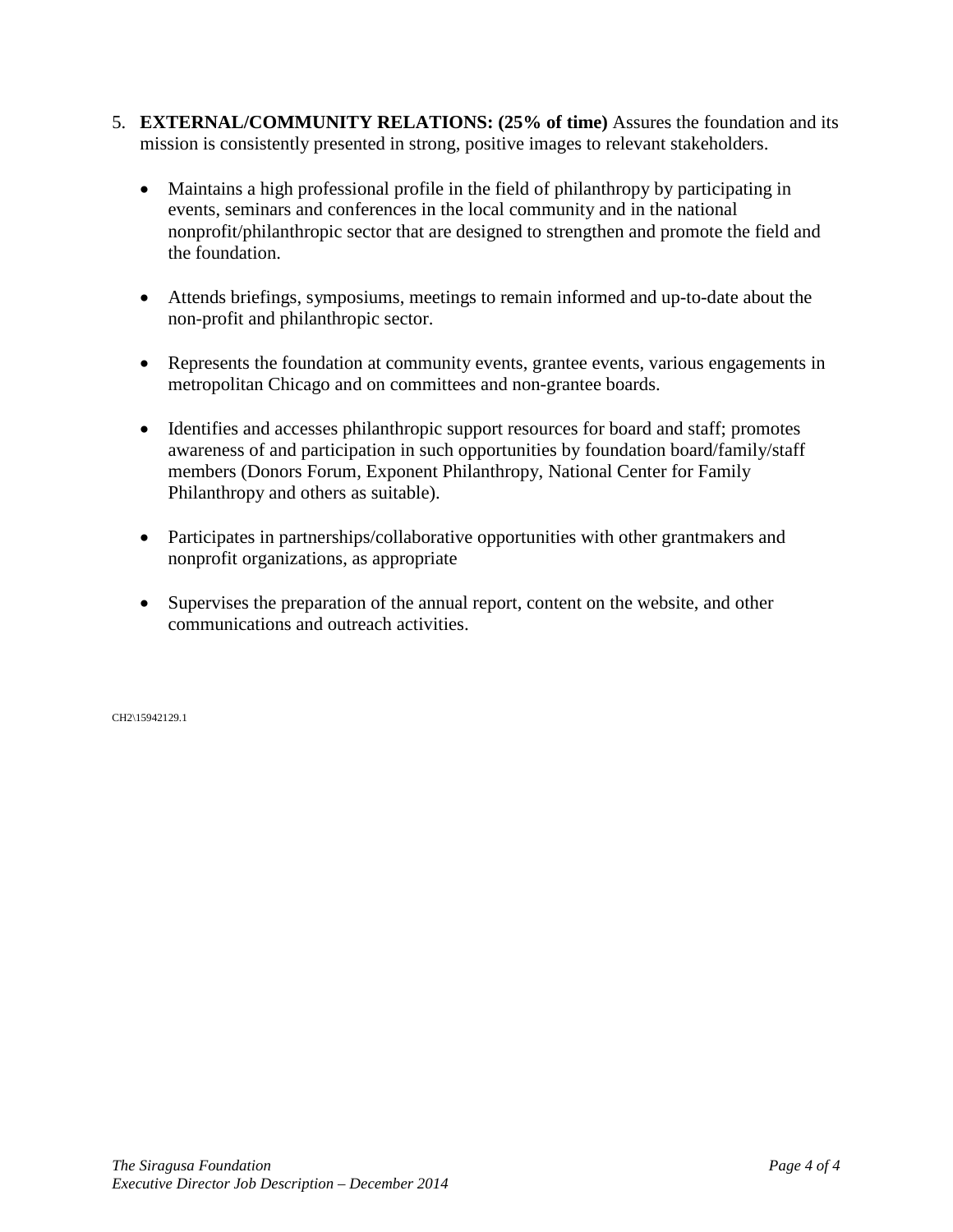5. **EXTERNAL/COMMUNITY RELATIONS: (25% of time)** Assures the foundation and its mission is consistently presented in strong, positive images to relevant stakeholders.

   - Maintains a high professional profile in the field of philanthropy by participating in events, seminars and conferences in the local community and in the national nonprofit/philanthropic sector that are designed to strengthen and promote the field and the foundation.

   - Attends briefings, symposiums, meetings to remain informed and up-to-date about the non-profit and philanthropic sector.

   - Represents the foundation at community events, grantee events, various engagements in metropolitan Chicago and on committees and non-grantee boards.

   - Identifies and accesses philanthropic support resources for board and staff; promotes awareness of and participation in such opportunities by foundation board/family/staff members (Donors Forum, Exponent Philanthropy, National Center for Family Philanthropy and others as suitable).

   - Participates in partnerships/collaborative opportunities with other grantmakers and nonprofit organizations, as appropriate

   - Supervises the preparation of the annual report, content on the website, and other communications and outreach activities.

CH2\15942129.1